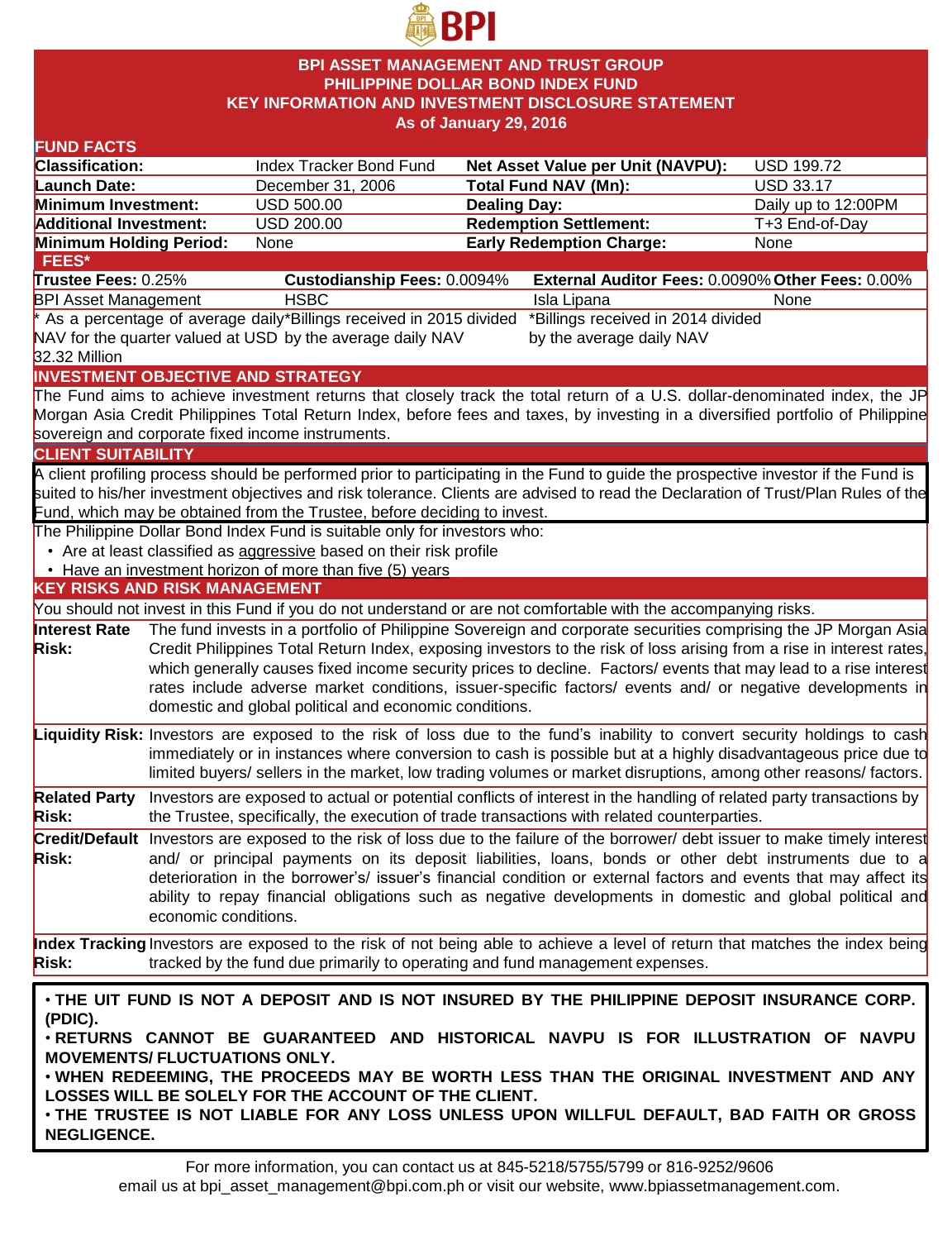# BPI ASSET MANAGEMENT AND TRUST GROUP
## PHILIPPINE DOLLAR BOND INDEX FUND
## KEY INFORMATION AND INVESTMENT DISCLOSURE STATEMENT
### As of January 29, 2016

## FUND FACTS

| | | | |
|---|---|---|---|
| **Classification:** | Index Tracker Bond Fund | **Net Asset Value per Unit (NAVPU):** | USD 199.72 |
| **Launch Date:** | December 31, 2006 | **Total Fund NAV (Mn):** | USD 33.17 |
| **Minimum Investment:** | USD 500.00 | **Dealing Day:** | Daily up to 12:00PM |
| **Additional Investment:** | USD 200.00 | **Redemption Settlement:** | T+3 End-of-Day |
| **Minimum Holding Period:** | None | **Early Redemption Charge:** | None |

## FEES*

| **Trustee Fees:** 0.25% | **Custodianship Fees:** 0.0094% | **External Auditor Fees:** 0.0090% | **Other Fees:** 0.00% |
|---|---|---|---|
| BPI Asset Management | HSBC | Isla Lipana | None |
| * As a percentage of average daily NAV for the quarter valued at USD 32.32 Million | *Billings received in 2015 divided by the average daily NAV | *Billings received in 2014 divided by the average daily NAV | |

## INVESTMENT OBJECTIVE AND STRATEGY

The Fund aims to achieve investment returns that closely track the total return of a U.S. dollar-denominated index, the JP Morgan Asia Credit Philippines Total Return Index, before fees and taxes, by investing in a diversified portfolio of Philippine sovereign and corporate fixed income instruments.

## CLIENT SUITABILITY

A client profiling process should be performed prior to participating in the Fund to guide the prospective investor if the Fund is suited to his/her investment objectives and risk tolerance. Clients are advised to read the Declaration of Trust/Plan Rules of the Fund, which may be obtained from the Trustee, before deciding to invest.

The Philippine Dollar Bond Index Fund is suitable only for investors who:

- Are at least classified as aggressive based on their risk profile
- Have an investment horizon of more than five (5) years

## KEY RISKS AND RISK MANAGEMENT

You should not invest in this Fund if you do not understand or are not comfortable with the accompanying risks.

**Interest Rate Risk:** The fund invests in a portfolio of Philippine Sovereign and corporate securities comprising the JP Morgan Asia Credit Philippines Total Return Index, exposing investors to the risk of loss arising from a rise in interest rates, which generally causes fixed income security prices to decline. Factors/ events that may lead to a rise interest rates include adverse market conditions, issuer-specific factors/ events and/ or negative developments in domestic and global political and economic conditions.

**Liquidity Risk:** Investors are exposed to the risk of loss due to the fund's inability to convert security holdings to cash immediately or in instances where conversion to cash is possible but at a highly disadvantageous price due to limited buyers/ sellers in the market, low trading volumes or market disruptions, among other reasons/ factors.

**Related Party Risk:** Investors are exposed to actual or potential conflicts of interest in the handling of related party transactions by the Trustee, specifically, the execution of trade transactions with related counterparties.

**Credit/Default Risk:** Investors are exposed to the risk of loss due to the failure of the borrower/ debt issuer to make timely interest and/ or principal payments on its deposit liabilities, loans, bonds or other debt instruments due to a deterioration in the borrower's/ issuer's financial condition or external factors and events that may affect its ability to repay financial obligations such as negative developments in domestic and global political and economic conditions.

**Index Tracking Risk:** Investors are exposed to the risk of not being able to achieve a level of return that matches the index being tracked by the fund due primarily to operating and fund management expenses.

- **THE UIT FUND IS NOT A DEPOSIT AND IS NOT INSURED BY THE PHILIPPINE DEPOSIT INSURANCE CORP. (PDIC).**
- **RETURNS CANNOT BE GUARANTEED AND HISTORICAL NAVPU IS FOR ILLUSTRATION OF NAVPU MOVEMENTS/ FLUCTUATIONS ONLY.**
- **WHEN REDEEMING, THE PROCEEDS MAY BE WORTH LESS THAN THE ORIGINAL INVESTMENT AND ANY LOSSES WILL BE SOLELY FOR THE ACCOUNT OF THE CLIENT.**
- **THE TRUSTEE IS NOT LIABLE FOR ANY LOSS UNLESS UPON WILLFUL DEFAULT, BAD FAITH OR GROSS NEGLIGENCE.**

For more information, you can contact us at 845-5218/5755/5799 or 816-9252/9606
email us at bpi_asset_management@bpi.com.ph or visit our website, www.bpiassetmanagement.com.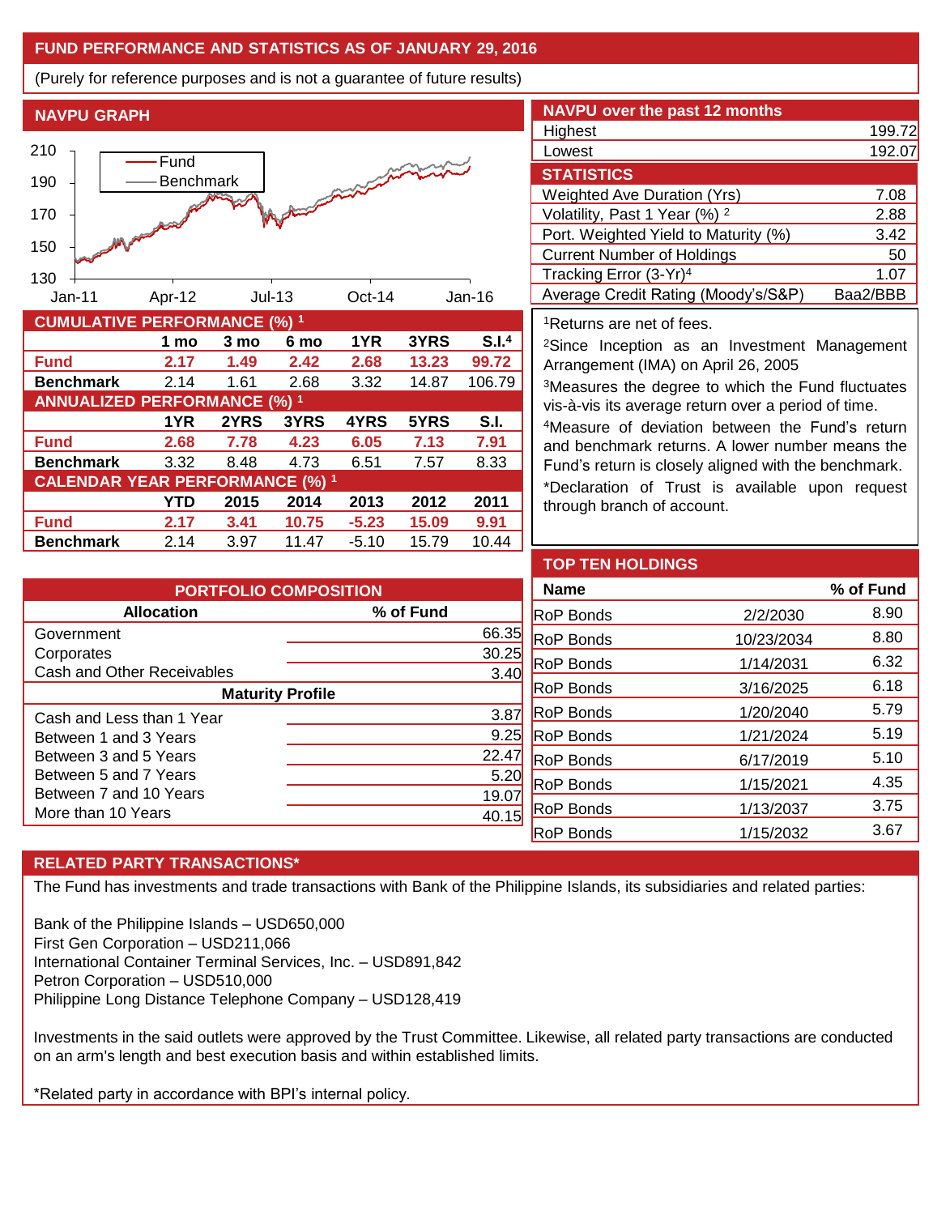## FUND PERFORMANCE AND STATISTICS AS OF JANUARY 29, 2016

(Purely for reference purposes and is not a guarantee of future results)

### NAVPU GRAPH

### NAVPU over the past 12 months

| | |
|---|---|
| Highest | 199.72 |
| Lowest | 192.07 |

### STATISTICS

| | |
|---|---|
| Weighted Ave Duration (Yrs) | 7.08 |
| Volatility, Past 1 Year (%) [2] | 2.88 |
| Port. Weighted Yield to Maturity (%) | 3.42 |
| Current Number of Holdings | 50 |
| Tracking Error (3-Yr)[4] | 1.07 |
| Average Credit Rating (Moody's/S&P) | Baa2/BBB |

### CUMULATIVE PERFORMANCE (%) [1]

| | 1 mo | 3 mo | 6 mo | 1YR | 3YRS | S.I.[4] |
|---|---|---|---|---|---|---|
| **Fund** | **2.17** | **1.49** | **2.42** | **2.68** | **13.23** | **99.72** |
| **Benchmark** | 2.14 | 1.61 | 2.68 | 3.32 | 14.87 | 106.79 |

### ANNUALIZED PERFORMANCE (%) [1]

| | 1YR | 2YRS | 3YRS | 4YRS | 5YRS | S.I. |
|---|---|---|---|---|---|---|
| **Fund** | **2.68** | **7.78** | **4.23** | **6.05** | **7.13** | **7.91** |
| **Benchmark** | 3.32 | 8.48 | 4.73 | 6.51 | 7.57 | 8.33 |

### CALENDAR YEAR PERFORMANCE (%) [1]

| | YTD | 2015 | 2014 | 2013 | 2012 | 2011 |
|---|---|---|---|---|---|---|
| **Fund** | **2.17** | **3.41** | **10.75** | **-5.23** | **15.09** | **9.91** |
| **Benchmark** | 2.14 | 3.97 | 11.47 | -5.10 | 15.79 | 10.44 |

[1]Returns are net of fees.

[2]Since Inception as an Investment Management Arrangement (IMA) on April 26, 2005

[3]Measures the degree to which the Fund fluctuates vis-à-vis its average return over a period of time.

[4]Measure of deviation between the Fund's return and benchmark returns. A lower number means the Fund's return is closely aligned with the benchmark.

*Declaration of Trust is available upon request through branch of account.

### PORTFOLIO COMPOSITION

| Allocation | % of Fund |
|---|---|
| Government | 66.35 |
| Corporates | 30.25 |
| Cash and Other Receivables | 3.40 |
| **Maturity Profile** | |
| Cash and Less than 1 Year | 3.87 |
| Between 1 and 3 Years | 9.25 |
| Between 3 and 5 Years | 22.47 |
| Between 5 and 7 Years | 5.20 |
| Between 7 and 10 Years | 19.07 |
| More than 10 Years | 40.15 |

### TOP TEN HOLDINGS

| Name | | % of Fund |
|---|---|---|
| RoP Bonds | 2/2/2030 | 8.90 |
| RoP Bonds | 10/23/2034 | 8.80 |
| RoP Bonds | 1/14/2031 | 6.32 |
| RoP Bonds | 3/16/2025 | 6.18 |
| RoP Bonds | 1/20/2040 | 5.79 |
| RoP Bonds | 1/21/2024 | 5.19 |
| RoP Bonds | 6/17/2019 | 5.10 |
| RoP Bonds | 1/15/2021 | 4.35 |
| RoP Bonds | 1/13/2037 | 3.75 |
| RoP Bonds | 1/15/2032 | 3.67 |

### RELATED PARTY TRANSACTIONS*

The Fund has investments and trade transactions with Bank of the Philippine Islands, its subsidiaries and related parties:

Bank of the Philippine Islands – USD650,000
First Gen Corporation – USD211,066
International Container Terminal Services, Inc. – USD891,842
Petron Corporation – USD510,000
Philippine Long Distance Telephone Company – USD128,419

Investments in the said outlets were approved by the Trust Committee. Likewise, all related party transactions are conducted on an arm's length and best execution basis and within established limits.

*Related party in accordance with BPI's internal policy.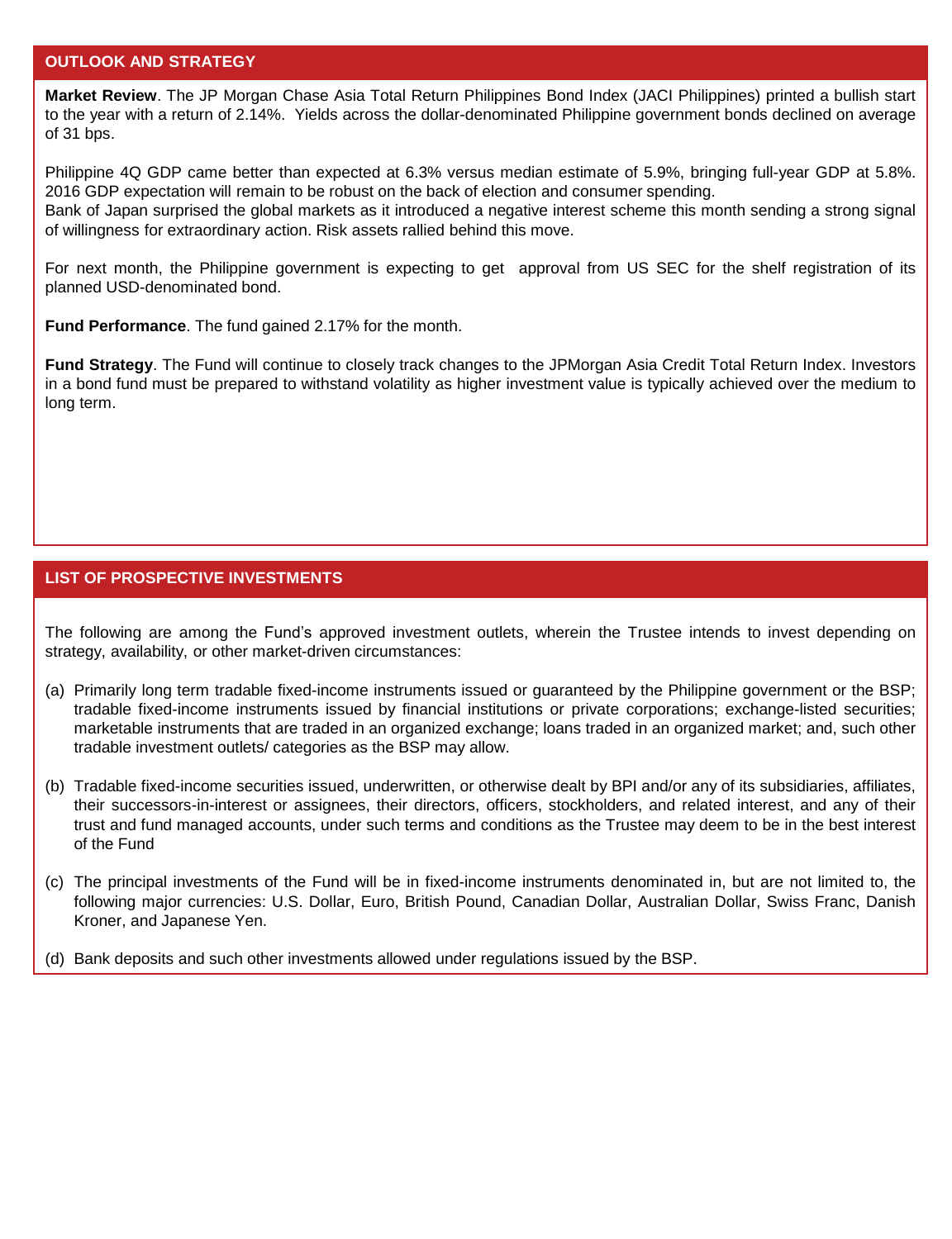## OUTLOOK AND STRATEGY

**Market Review**. The JP Morgan Chase Asia Total Return Philippines Bond Index (JACI Philippines) printed a bullish start to the year with a return of 2.14%. Yields across the dollar-denominated Philippine government bonds declined on average of 31 bps.

Philippine 4Q GDP came better than expected at 6.3% versus median estimate of 5.9%, bringing full-year GDP at 5.8%. 2016 GDP expectation will remain to be robust on the back of election and consumer spending.
Bank of Japan surprised the global markets as it introduced a negative interest scheme this month sending a strong signal of willingness for extraordinary action. Risk assets rallied behind this move.

For next month, the Philippine government is expecting to get approval from US SEC for the shelf registration of its planned USD-denominated bond.

**Fund Performance**. The fund gained 2.17% for the month.

**Fund Strategy**. The Fund will continue to closely track changes to the JPMorgan Asia Credit Total Return Index. Investors in a bond fund must be prepared to withstand volatility as higher investment value is typically achieved over the medium to long term.

## LIST OF PROSPECTIVE INVESTMENTS

The following are among the Fund's approved investment outlets, wherein the Trustee intends to invest depending on strategy, availability, or other market-driven circumstances:

(a) Primarily long term tradable fixed-income instruments issued or guaranteed by the Philippine government or the BSP; tradable fixed-income instruments issued by financial institutions or private corporations; exchange-listed securities; marketable instruments that are traded in an organized exchange; loans traded in an organized market; and, such other tradable investment outlets/ categories as the BSP may allow.

(b) Tradable fixed-income securities issued, underwritten, or otherwise dealt by BPI and/or any of its subsidiaries, affiliates, their successors-in-interest or assignees, their directors, officers, stockholders, and related interest, and any of their trust and fund managed accounts, under such terms and conditions as the Trustee may deem to be in the best interest of the Fund

(c) The principal investments of the Fund will be in fixed-income instruments denominated in, but are not limited to, the following major currencies: U.S. Dollar, Euro, British Pound, Canadian Dollar, Australian Dollar, Swiss Franc, Danish Kroner, and Japanese Yen.

(d) Bank deposits and such other investments allowed under regulations issued by the BSP.